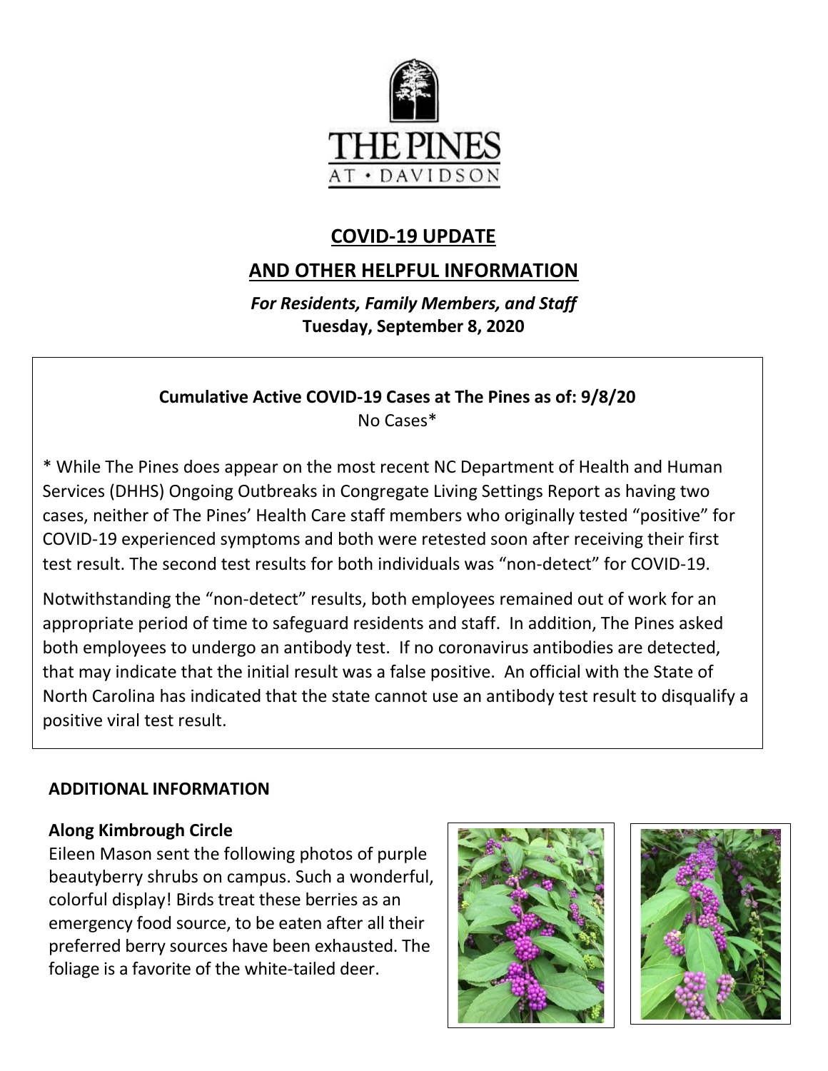# COVID-19 UPDATE

## AND OTHER HELPFUL INFORMATION

***For Residents, Family Members, and Staff***

**Tuesday, September 8, 2020**

**Cumulative Active COVID-19 Cases at The Pines as of: 9/8/20**

No Cases*

* While The Pines does appear on the most recent NC Department of Health and Human Services (DHHS) Ongoing Outbreaks in Congregate Living Settings Report as having two cases, neither of The Pines' Health Care staff members who originally tested "positive" for COVID-19 experienced symptoms and both were retested soon after receiving their first test result. The second test results for both individuals was "non-detect" for COVID-19.

Notwithstanding the "non-detect" results, both employees remained out of work for an appropriate period of time to safeguard residents and staff. In addition, The Pines asked both employees to undergo an antibody test. If no coronavirus antibodies are detected, that may indicate that the initial result was a false positive. An official with the State of North Carolina has indicated that the state cannot use an antibody test result to disqualify a positive viral test result.

## ADDITIONAL INFORMATION

### Along Kimbrough Circle

Eileen Mason sent the following photos of purple beautyberry shrubs on campus. Such a wonderful, colorful display! Birds treat these berries as an emergency food source, to be eaten after all their preferred berry sources have been exhausted. The foliage is a favorite of the white-tailed deer.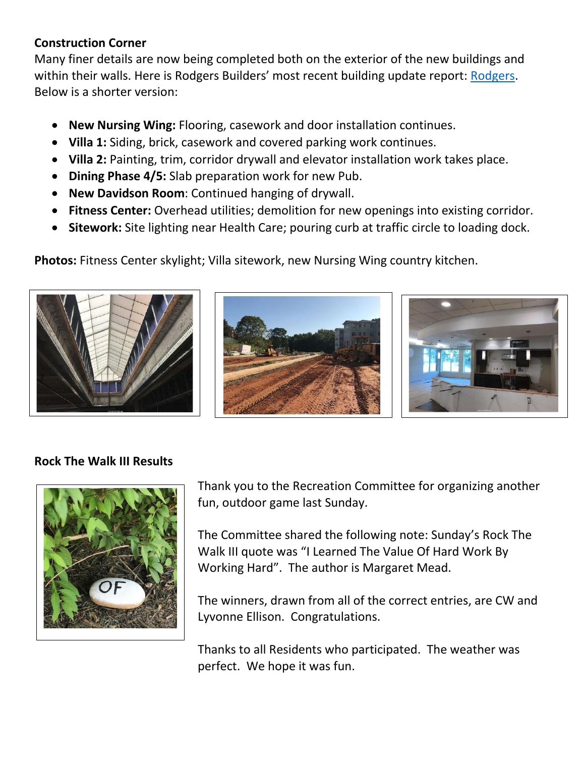**Construction Corner**

Many finer details are now being completed both on the exterior of the new buildings and within their walls. Here is Rodgers Builders' most recent building update report: Rodgers. Below is a shorter version:

- **New Nursing Wing:** Flooring, casework and door installation continues.
- **Villa 1:** Siding, brick, casework and covered parking work continues.
- **Villa 2:** Painting, trim, corridor drywall and elevator installation work takes place.
- **Dining Phase 4/5:** Slab preparation work for new Pub.
- **New Davidson Room**: Continued hanging of drywall.
- **Fitness Center:** Overhead utilities; demolition for new openings into existing corridor.
- **Sitework:** Site lighting near Health Care; pouring curb at traffic circle to loading dock.

**Photos:** Fitness Center skylight; Villa sitework, new Nursing Wing country kitchen.

**Rock The Walk III Results**

Thank you to the Recreation Committee for organizing another fun, outdoor game last Sunday.

The Committee shared the following note: Sunday's Rock The Walk III quote was "I Learned The Value Of Hard Work By Working Hard". The author is Margaret Mead.

The winners, drawn from all of the correct entries, are CW and Lyvonne Ellison. Congratulations.

Thanks to all Residents who participated. The weather was perfect. We hope it was fun.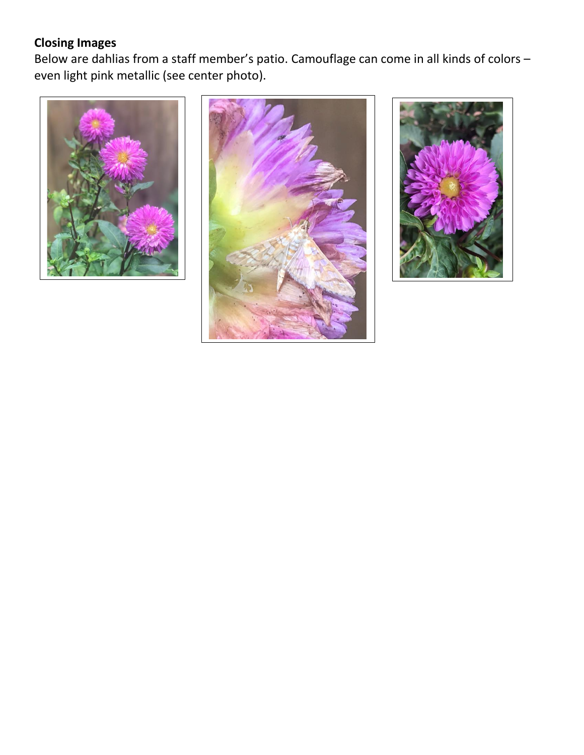**Closing Images**

Below are dahlias from a staff member's patio. Camouflage can come in all kinds of colors – even light pink metallic (see center photo).